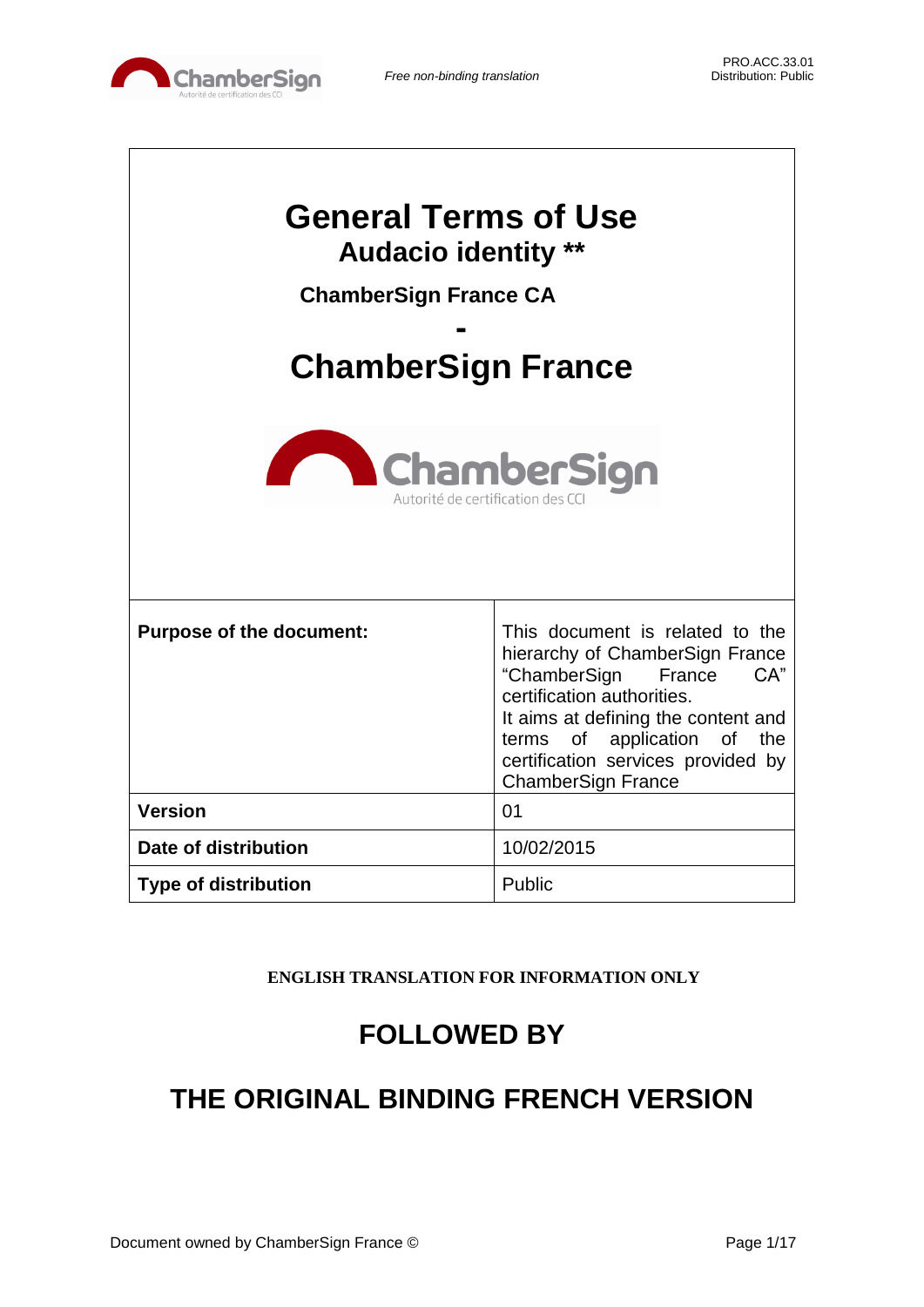*Free non-binding translation*

PRO.ACC.33.01
Distribution: Public

# General Terms of Use

## Audacio identity **

### ChamberSign France CA

## -

# ChamberSign France

| **Purpose of the document:** | This document is related to the hierarchy of ChamberSign France "ChamberSign France CA" certification authorities. It aims at defining the content and terms of application of the certification services provided by ChamberSign France |
|---|---|
| **Version** | 01 |
| **Date of distribution** | 10/02/2015 |
| **Type of distribution** | Public |

**ENGLISH TRANSLATION FOR INFORMATION ONLY**

## FOLLOWED BY

## THE ORIGINAL BINDING FRENCH VERSION

Document owned by ChamberSign France ©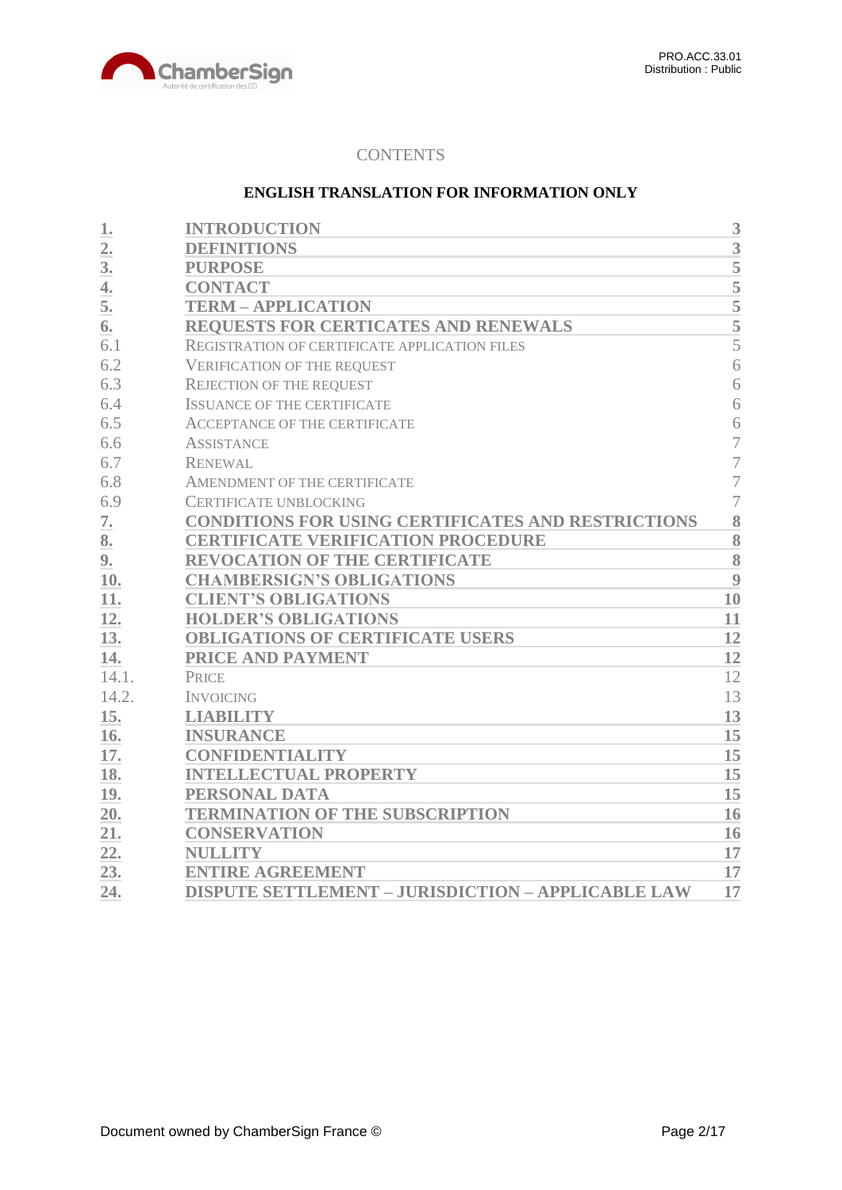CONTENTS

**ENGLISH TRANSLATION FOR INFORMATION ONLY**

| | | |
|---|---|---|
| **1.** | **INTRODUCTION** | **3** |
| **2.** | **DEFINITIONS** | **3** |
| **3.** | **PURPOSE** | **5** |
| **4.** | **CONTACT** | **5** |
| **5.** | **TERM – APPLICATION** | **5** |
| **6.** | **REQUESTS FOR CERTICATES AND RENEWALS** | **5** |
| 6.1 | REGISTRATION OF CERTIFICATE APPLICATION FILES | 5 |
| 6.2 | VERIFICATION OF THE REQUEST | 6 |
| 6.3 | REJECTION OF THE REQUEST | 6 |
| 6.4 | ISSUANCE OF THE CERTIFICATE | 6 |
| 6.5 | ACCEPTANCE OF THE CERTIFICATE | 6 |
| 6.6 | ASSISTANCE | 7 |
| 6.7 | RENEWAL | 7 |
| 6.8 | AMENDMENT OF THE CERTIFICATE | 7 |
| 6.9 | CERTIFICATE UNBLOCKING | 7 |
| **7.** | **CONDITIONS FOR USING CERTIFICATES AND RESTRICTIONS** | **8** |
| **8.** | **CERTIFICATE VERIFICATION PROCEDURE** | **8** |
| **9.** | **REVOCATION OF THE CERTIFICATE** | **8** |
| **10.** | **CHAMBERSIGN'S OBLIGATIONS** | **9** |
| **11.** | **CLIENT'S OBLIGATIONS** | **10** |
| **12.** | **HOLDER'S OBLIGATIONS** | **11** |
| **13.** | **OBLIGATIONS OF CERTIFICATE USERS** | **12** |
| **14.** | **PRICE AND PAYMENT** | **12** |
| 14.1. | PRICE | 12 |
| 14.2. | INVOICING | 13 |
| **15.** | **LIABILITY** | **13** |
| **16.** | **INSURANCE** | **15** |
| **17.** | **CONFIDENTIALITY** | **15** |
| **18.** | **INTELLECTUAL PROPERTY** | **15** |
| **19.** | **PERSONAL DATA** | **15** |
| **20.** | **TERMINATION OF THE SUBSCRIPTION** | **16** |
| **21.** | **CONSERVATION** | **16** |
| **22.** | **NULLITY** | **17** |
| **23.** | **ENTIRE AGREEMENT** | **17** |
| **24.** | **DISPUTE SETTLEMENT – JURISDICTION – APPLICABLE LAW** | **17** |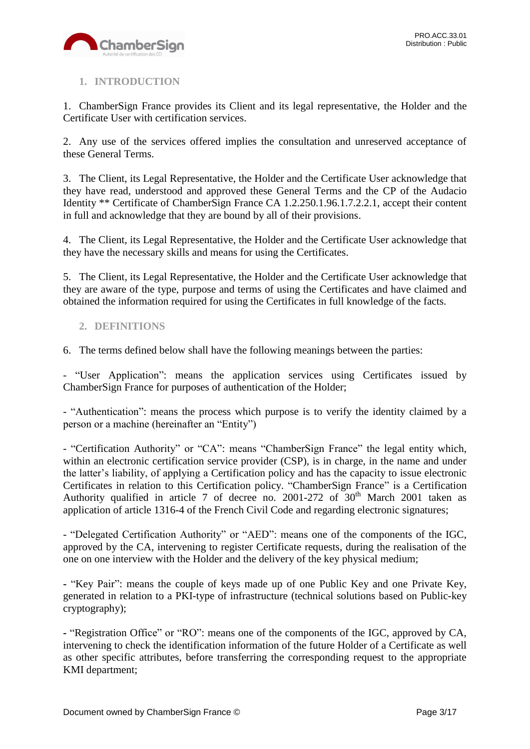## 1. INTRODUCTION

1. ChamberSign France provides its Client and its legal representative, the Holder and the Certificate User with certification services.

2. Any use of the services offered implies the consultation and unreserved acceptance of these General Terms.

3. The Client, its Legal Representative, the Holder and the Certificate User acknowledge that they have read, understood and approved these General Terms and the CP of the Audacio Identity ** Certificate of ChamberSign France CA 1.2.250.1.96.1.7.2.2.1, accept their content in full and acknowledge that they are bound by all of their provisions.

4. The Client, its Legal Representative, the Holder and the Certificate User acknowledge that they have the necessary skills and means for using the Certificates.

5. The Client, its Legal Representative, the Holder and the Certificate User acknowledge that they are aware of the type, purpose and terms of using the Certificates and have claimed and obtained the information required for using the Certificates in full knowledge of the facts.

## 2. DEFINITIONS

6. The terms defined below shall have the following meanings between the parties:

- "User Application": means the application services using Certificates issued by ChamberSign France for purposes of authentication of the Holder;

- "Authentication": means the process which purpose is to verify the identity claimed by a person or a machine (hereinafter an "Entity")

- "Certification Authority" or "CA": means "ChamberSign France" the legal entity which, within an electronic certification service provider (CSP), is in charge, in the name and under the latter's liability, of applying a Certification policy and has the capacity to issue electronic Certificates in relation to this Certification policy. "ChamberSign France" is a Certification Authority qualified in article 7 of decree no. 2001-272 of 30th March 2001 taken as application of article 1316-4 of the French Civil Code and regarding electronic signatures;

- "Delegated Certification Authority" or "AED": means one of the components of the IGC, approved by the CA, intervening to register Certificate requests, during the realisation of the one on one interview with the Holder and the delivery of the key physical medium;

- "Key Pair": means the couple of keys made up of one Public Key and one Private Key, generated in relation to a PKI-type of infrastructure (technical solutions based on Public-key cryptography);

- "Registration Office" or "RO": means one of the components of the IGC, approved by CA, intervening to check the identification information of the future Holder of a Certificate as well as other specific attributes, before transferring the corresponding request to the appropriate KMI department;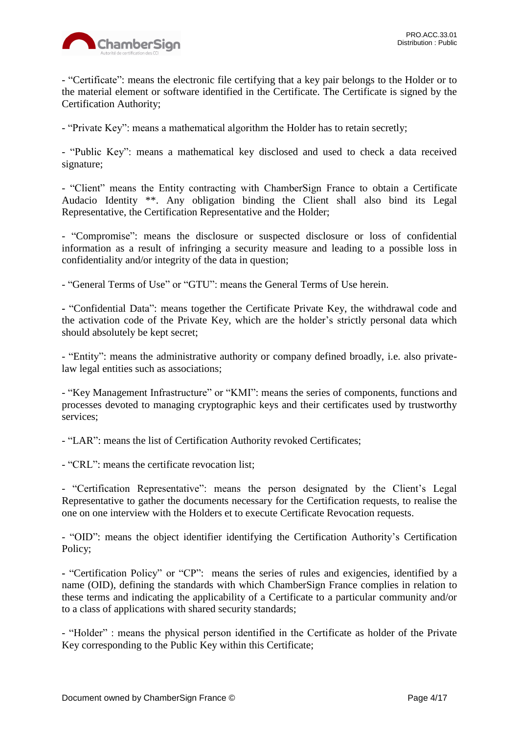- “Certificate”: means the electronic file certifying that a key pair belongs to the Holder or to the material element or software identified in the Certificate. The Certificate is signed by the Certification Authority;

- “Private Key”: means a mathematical algorithm the Holder has to retain secretly;

- “Public Key”: means a mathematical key disclosed and used to check a data received signature;

- “Client” means the Entity contracting with ChamberSign France to obtain a Certificate Audacio Identity **. Any obligation binding the Client shall also bind its Legal Representative, the Certification Representative and the Holder;

- “Compromise”: means the disclosure or suspected disclosure or loss of confidential information as a result of infringing a security measure and leading to a possible loss in confidentiality and/or integrity of the data in question;

- “General Terms of Use” or “GTU”: means the General Terms of Use herein.

- “Confidential Data”: means together the Certificate Private Key, the withdrawal code and the activation code of the Private Key, which are the holder’s strictly personal data which should absolutely be kept secret;

- “Entity”: means the administrative authority or company defined broadly, i.e. also private-law legal entities such as associations;

- “Key Management Infrastructure” or “KMI”: means the series of components, functions and processes devoted to managing cryptographic keys and their certificates used by trustworthy services;

- “LAR”: means the list of Certification Authority revoked Certificates;

- “CRL”: means the certificate revocation list;

- “Certification Representative”: means the person designated by the Client’s Legal Representative to gather the documents necessary for the Certification requests, to realise the one on one interview with the Holders et to execute Certificate Revocation requests.

- “OID”: means the object identifier identifying the Certification Authority’s Certification Policy;

- “Certification Policy” or “CP”: means the series of rules and exigencies, identified by a name (OID), defining the standards with which ChamberSign France complies in relation to these terms and indicating the applicability of a Certificate to a particular community and/or to a class of applications with shared security standards;

- “Holder” : means the physical person identified in the Certificate as holder of the Private Key corresponding to the Public Key within this Certificate;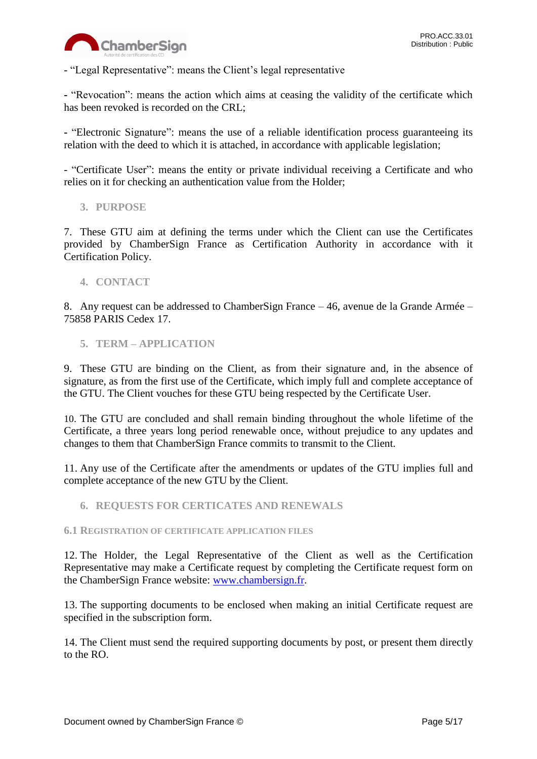- “Legal Representative”: means the Client’s legal representative

- “Revocation”: means the action which aims at ceasing the validity of the certificate which has been revoked is recorded on the CRL;

- “Electronic Signature”: means the use of a reliable identification process guaranteeing its relation with the deed to which it is attached, in accordance with applicable legislation;

- “Certificate User”: means the entity or private individual receiving a Certificate and who relies on it for checking an authentication value from the Holder;

## 3. PURPOSE

7. These GTU aim at defining the terms under which the Client can use the Certificates provided by ChamberSign France as Certification Authority in accordance with it Certification Policy.

## 4. CONTACT

8. Any request can be addressed to ChamberSign France – 46, avenue de la Grande Armée – 75858 PARIS Cedex 17.

## 5. TERM – APPLICATION

9. These GTU are binding on the Client, as from their signature and, in the absence of signature, as from the first use of the Certificate, which imply full and complete acceptance of the GTU. The Client vouches for these GTU being respected by the Certificate User.

10. The GTU are concluded and shall remain binding throughout the whole lifetime of the Certificate, a three years long period renewable once, without prejudice to any updates and changes to them that ChamberSign France commits to transmit to the Client.

11. Any use of the Certificate after the amendments or updates of the GTU implies full and complete acceptance of the new GTU by the Client.

## 6. REQUESTS FOR CERTICATES AND RENEWALS

### 6.1 Registration of certificate application files

12. The Holder, the Legal Representative of the Client as well as the Certification Representative may make a Certificate request by completing the Certificate request form on the ChamberSign France website: [www.chambersign.fr](http://www.chambersign.fr).

13. The supporting documents to be enclosed when making an initial Certificate request are specified in the subscription form.

14. The Client must send the required supporting documents by post, or present them directly to the RO.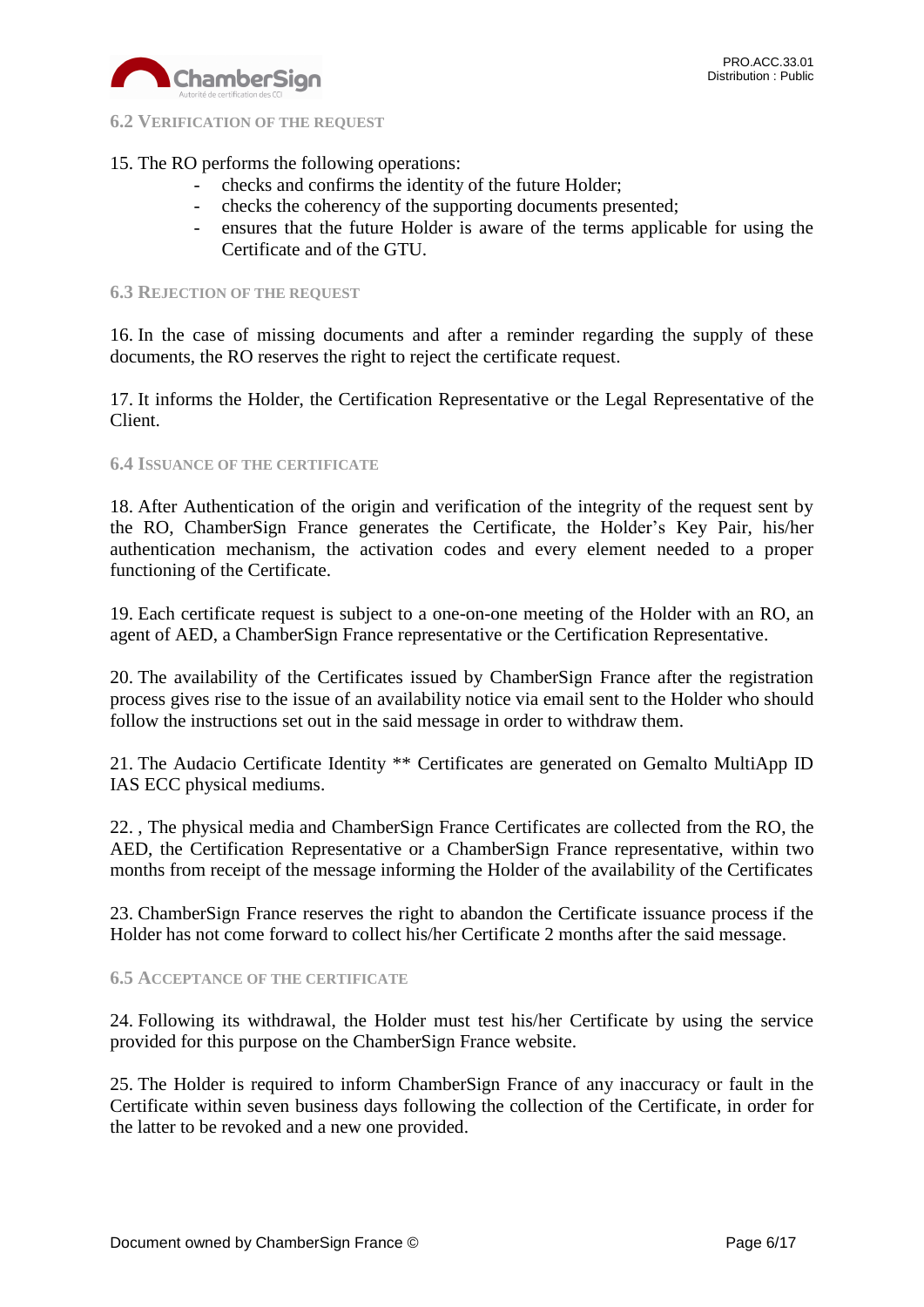### 6.2 Verification of the request

15. The RO performs the following operations:

- checks and confirms the identity of the future Holder;
- checks the coherency of the supporting documents presented;
- ensures that the future Holder is aware of the terms applicable for using the Certificate and of the GTU.

### 6.3 Rejection of the request

16. In the case of missing documents and after a reminder regarding the supply of these documents, the RO reserves the right to reject the certificate request.

17. It informs the Holder, the Certification Representative or the Legal Representative of the Client.

### 6.4 Issuance of the certificate

18. After Authentication of the origin and verification of the integrity of the request sent by the RO, ChamberSign France generates the Certificate, the Holder's Key Pair, his/her authentication mechanism, the activation codes and every element needed to a proper functioning of the Certificate.

19. Each certificate request is subject to a one-on-one meeting of the Holder with an RO, an agent of AED, a ChamberSign France representative or the Certification Representative.

20. The availability of the Certificates issued by ChamberSign France after the registration process gives rise to the issue of an availability notice via email sent to the Holder who should follow the instructions set out in the said message in order to withdraw them.

21. The Audacio Certificate Identity ** Certificates are generated on Gemalto MultiApp ID IAS ECC physical mediums.

22. , The physical media and ChamberSign France Certificates are collected from the RO, the AED, the Certification Representative or a ChamberSign France representative, within two months from receipt of the message informing the Holder of the availability of the Certificates

23. ChamberSign France reserves the right to abandon the Certificate issuance process if the Holder has not come forward to collect his/her Certificate 2 months after the said message.

### 6.5 Acceptance of the certificate

24. Following its withdrawal, the Holder must test his/her Certificate by using the service provided for this purpose on the ChamberSign France website.

25. The Holder is required to inform ChamberSign France of any inaccuracy or fault in the Certificate within seven business days following the collection of the Certificate, in order for the latter to be revoked and a new one provided.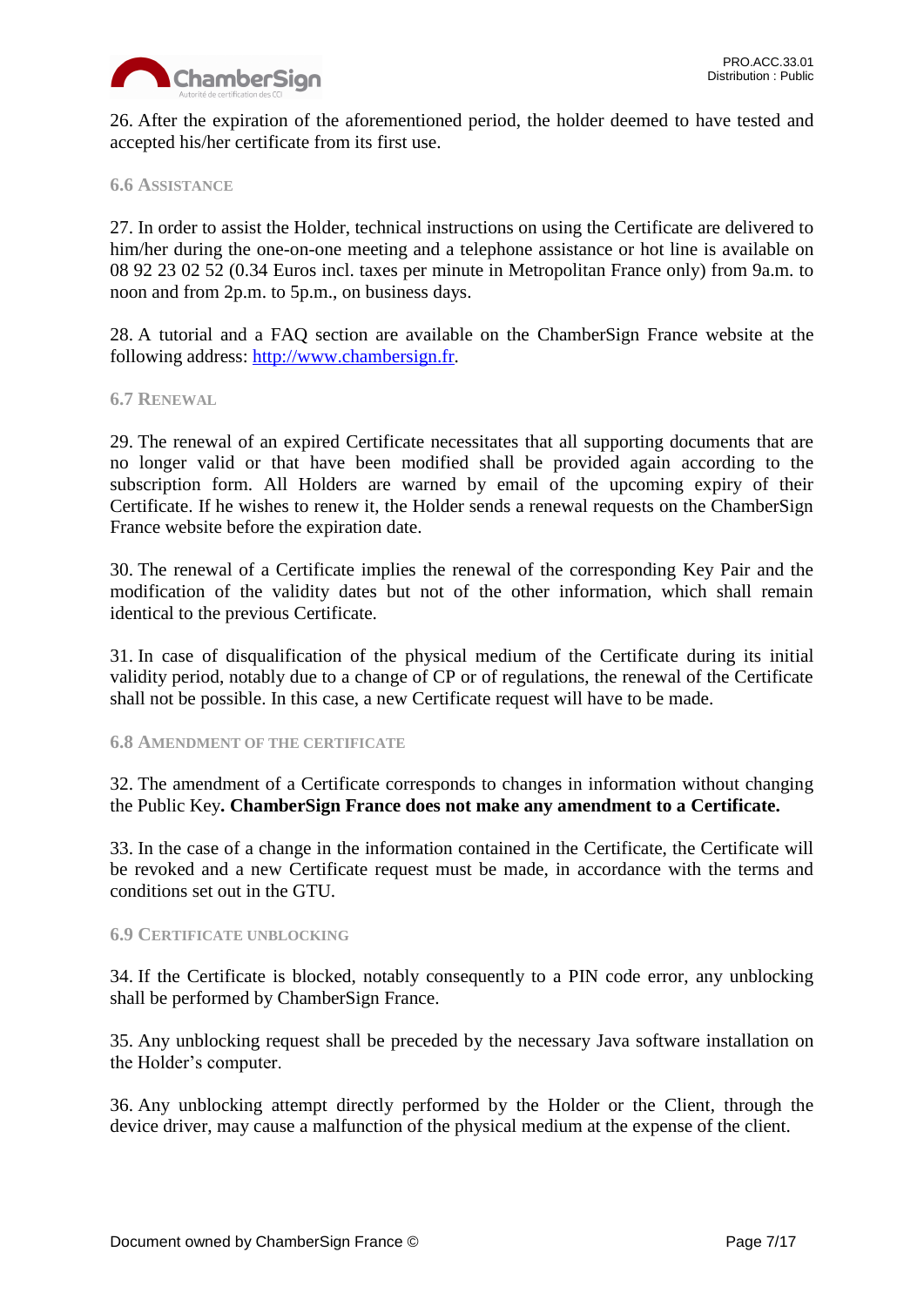26. After the expiration of the aforementioned period, the holder deemed to have tested and accepted his/her certificate from its first use.

### 6.6 Assistance

27. In order to assist the Holder, technical instructions on using the Certificate are delivered to him/her during the one-on-one meeting and a telephone assistance or hot line is available on 08 92 23 02 52 (0.34 Euros incl. taxes per minute in Metropolitan France only) from 9a.m. to noon and from 2p.m. to 5p.m., on business days.

28. A tutorial and a FAQ section are available on the ChamberSign France website at the following address: [http://www.chambersign.fr](http://www.chambersign.fr).

### 6.7 Renewal

29. The renewal of an expired Certificate necessitates that all supporting documents that are no longer valid or that have been modified shall be provided again according to the subscription form. All Holders are warned by email of the upcoming expiry of their Certificate. If he wishes to renew it, the Holder sends a renewal requests on the ChamberSign France website before the expiration date.

30. The renewal of a Certificate implies the renewal of the corresponding Key Pair and the modification of the validity dates but not of the other information, which shall remain identical to the previous Certificate.

31. In case of disqualification of the physical medium of the Certificate during its initial validity period, notably due to a change of CP or of regulations, the renewal of the Certificate shall not be possible. In this case, a new Certificate request will have to be made.

### 6.8 Amendment of the certificate

32. The amendment of a Certificate corresponds to changes in information without changing the Public Key**. ChamberSign France does not make any amendment to a Certificate.**

33. In the case of a change in the information contained in the Certificate, the Certificate will be revoked and a new Certificate request must be made, in accordance with the terms and conditions set out in the GTU.

### 6.9 Certificate unblocking

34. If the Certificate is blocked, notably consequently to a PIN code error, any unblocking shall be performed by ChamberSign France.

35. Any unblocking request shall be preceded by the necessary Java software installation on the Holder's computer.

36. Any unblocking attempt directly performed by the Holder or the Client, through the device driver, may cause a malfunction of the physical medium at the expense of the client.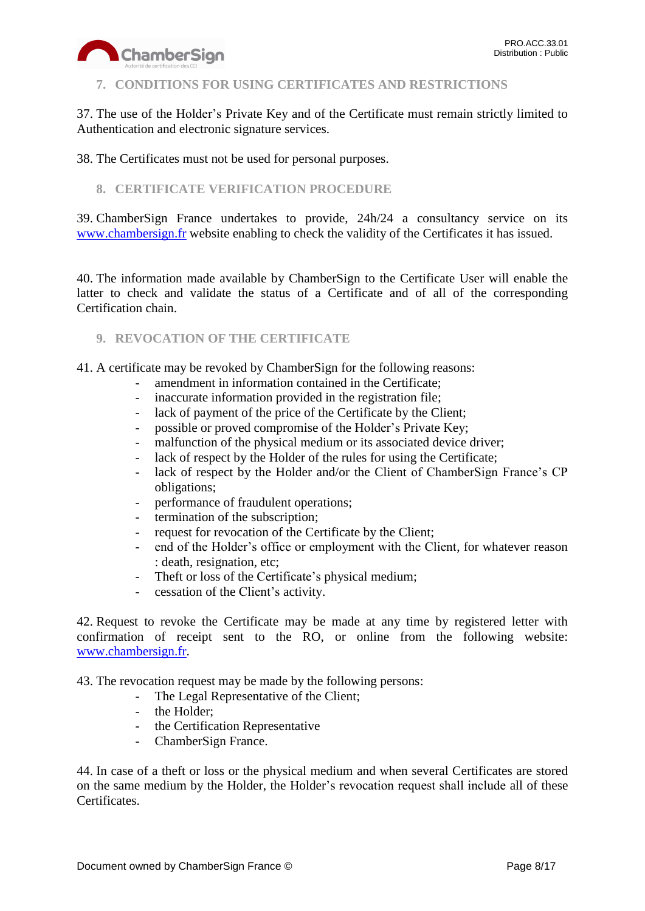## 7. CONDITIONS FOR USING CERTIFICATES AND RESTRICTIONS

37. The use of the Holder's Private Key and of the Certificate must remain strictly limited to Authentication and electronic signature services.

38. The Certificates must not be used for personal purposes.

## 8. CERTIFICATE VERIFICATION PROCEDURE

39. ChamberSign France undertakes to provide, 24h/24 a consultancy service on its [www.chambersign.fr](http://www.chambersign.fr) website enabling to check the validity of the Certificates it has issued.

40. The information made available by ChamberSign to the Certificate User will enable the latter to check and validate the status of a Certificate and of all of the corresponding Certification chain.

## 9. REVOCATION OF THE CERTIFICATE

41. A certificate may be revoked by ChamberSign for the following reasons:

- amendment in information contained in the Certificate;
- inaccurate information provided in the registration file;
- lack of payment of the price of the Certificate by the Client;
- possible or proved compromise of the Holder's Private Key;
- malfunction of the physical medium or its associated device driver;
- lack of respect by the Holder of the rules for using the Certificate;
- lack of respect by the Holder and/or the Client of ChamberSign France's CP obligations;
- performance of fraudulent operations;
- termination of the subscription;
- request for revocation of the Certificate by the Client;
- end of the Holder's office or employment with the Client, for whatever reason : death, resignation, etc;
- Theft or loss of the Certificate's physical medium;
- cessation of the Client's activity.

42. Request to revoke the Certificate may be made at any time by registered letter with confirmation of receipt sent to the RO, or online from the following website: [www.chambersign.fr](http://www.chambersign.fr).

43. The revocation request may be made by the following persons:

- The Legal Representative of the Client;
- the Holder;
- the Certification Representative
- ChamberSign France.

44. In case of a theft or loss of the physical medium and when several Certificates are stored on the same medium by the Holder, the Holder's revocation request shall include all of these Certificates.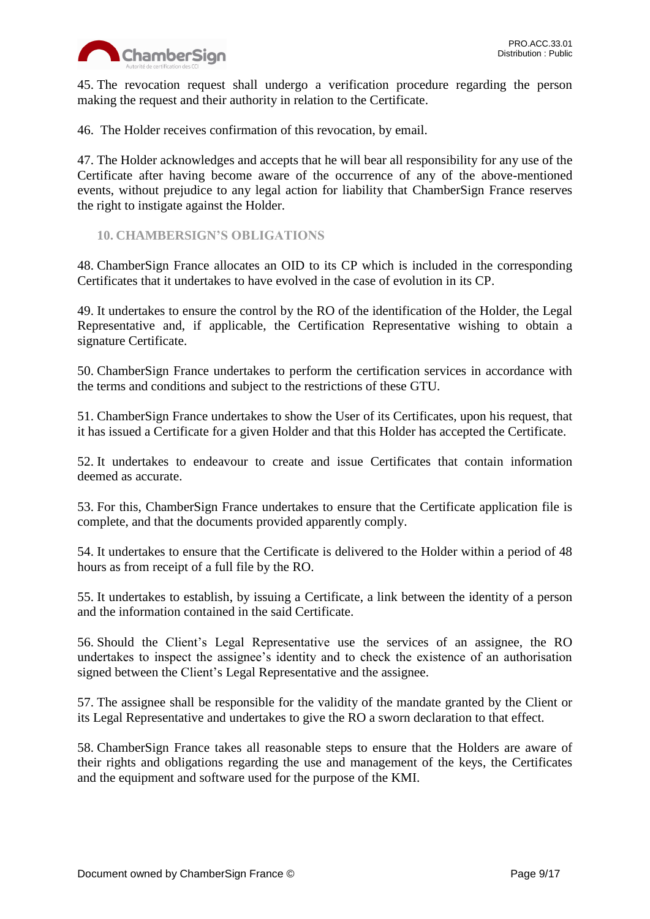45. The revocation request shall undergo a verification procedure regarding the person making the request and their authority in relation to the Certificate.

46. The Holder receives confirmation of this revocation, by email.

47. The Holder acknowledges and accepts that he will bear all responsibility for any use of the Certificate after having become aware of the occurrence of any of the above-mentioned events, without prejudice to any legal action for liability that ChamberSign France reserves the right to instigate against the Holder.

## 10. CHAMBERSIGN'S OBLIGATIONS

48. ChamberSign France allocates an OID to its CP which is included in the corresponding Certificates that it undertakes to have evolved in the case of evolution in its CP.

49. It undertakes to ensure the control by the RO of the identification of the Holder, the Legal Representative and, if applicable, the Certification Representative wishing to obtain a signature Certificate.

50. ChamberSign France undertakes to perform the certification services in accordance with the terms and conditions and subject to the restrictions of these GTU.

51. ChamberSign France undertakes to show the User of its Certificates, upon his request, that it has issued a Certificate for a given Holder and that this Holder has accepted the Certificate.

52. It undertakes to endeavour to create and issue Certificates that contain information deemed as accurate.

53. For this, ChamberSign France undertakes to ensure that the Certificate application file is complete, and that the documents provided apparently comply.

54. It undertakes to ensure that the Certificate is delivered to the Holder within a period of 48 hours as from receipt of a full file by the RO.

55. It undertakes to establish, by issuing a Certificate, a link between the identity of a person and the information contained in the said Certificate.

56. Should the Client's Legal Representative use the services of an assignee, the RO undertakes to inspect the assignee's identity and to check the existence of an authorisation signed between the Client's Legal Representative and the assignee.

57. The assignee shall be responsible for the validity of the mandate granted by the Client or its Legal Representative and undertakes to give the RO a sworn declaration to that effect.

58. ChamberSign France takes all reasonable steps to ensure that the Holders are aware of their rights and obligations regarding the use and management of the keys, the Certificates and the equipment and software used for the purpose of the KMI.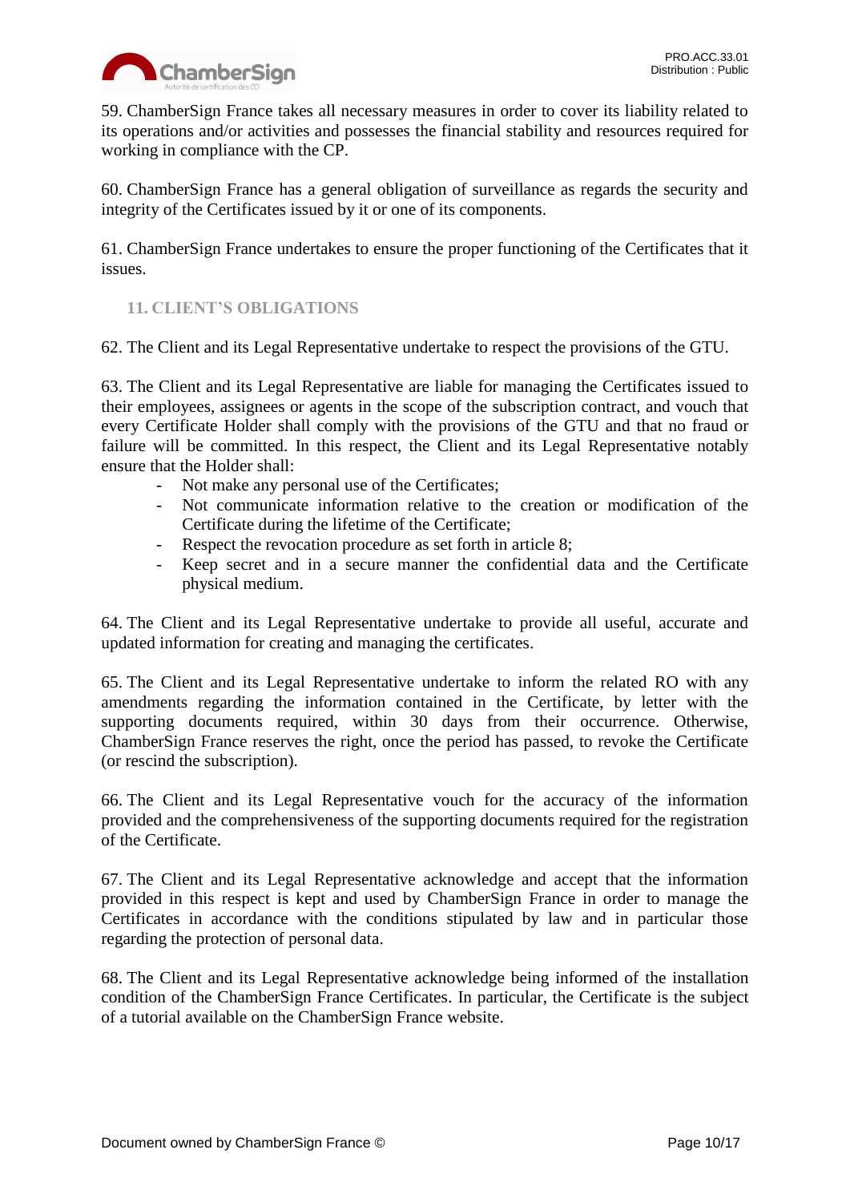59. ChamberSign France takes all necessary measures in order to cover its liability related to its operations and/or activities and possesses the financial stability and resources required for working in compliance with the CP.

60. ChamberSign France has a general obligation of surveillance as regards the security and integrity of the Certificates issued by it or one of its components.

61. ChamberSign France undertakes to ensure the proper functioning of the Certificates that it issues.

## 11. CLIENT'S OBLIGATIONS

62. The Client and its Legal Representative undertake to respect the provisions of the GTU.

63. The Client and its Legal Representative are liable for managing the Certificates issued to their employees, assignees or agents in the scope of the subscription contract, and vouch that every Certificate Holder shall comply with the provisions of the GTU and that no fraud or failure will be committed. In this respect, the Client and its Legal Representative notably ensure that the Holder shall:

- Not make any personal use of the Certificates;
- Not communicate information relative to the creation or modification of the Certificate during the lifetime of the Certificate;
- Respect the revocation procedure as set forth in article 8;
- Keep secret and in a secure manner the confidential data and the Certificate physical medium.

64. The Client and its Legal Representative undertake to provide all useful, accurate and updated information for creating and managing the certificates.

65. The Client and its Legal Representative undertake to inform the related RO with any amendments regarding the information contained in the Certificate, by letter with the supporting documents required, within 30 days from their occurrence. Otherwise, ChamberSign France reserves the right, once the period has passed, to revoke the Certificate (or rescind the subscription).

66. The Client and its Legal Representative vouch for the accuracy of the information provided and the comprehensiveness of the supporting documents required for the registration of the Certificate.

67. The Client and its Legal Representative acknowledge and accept that the information provided in this respect is kept and used by ChamberSign France in order to manage the Certificates in accordance with the conditions stipulated by law and in particular those regarding the protection of personal data.

68. The Client and its Legal Representative acknowledge being informed of the installation condition of the ChamberSign France Certificates. In particular, the Certificate is the subject of a tutorial available on the ChamberSign France website.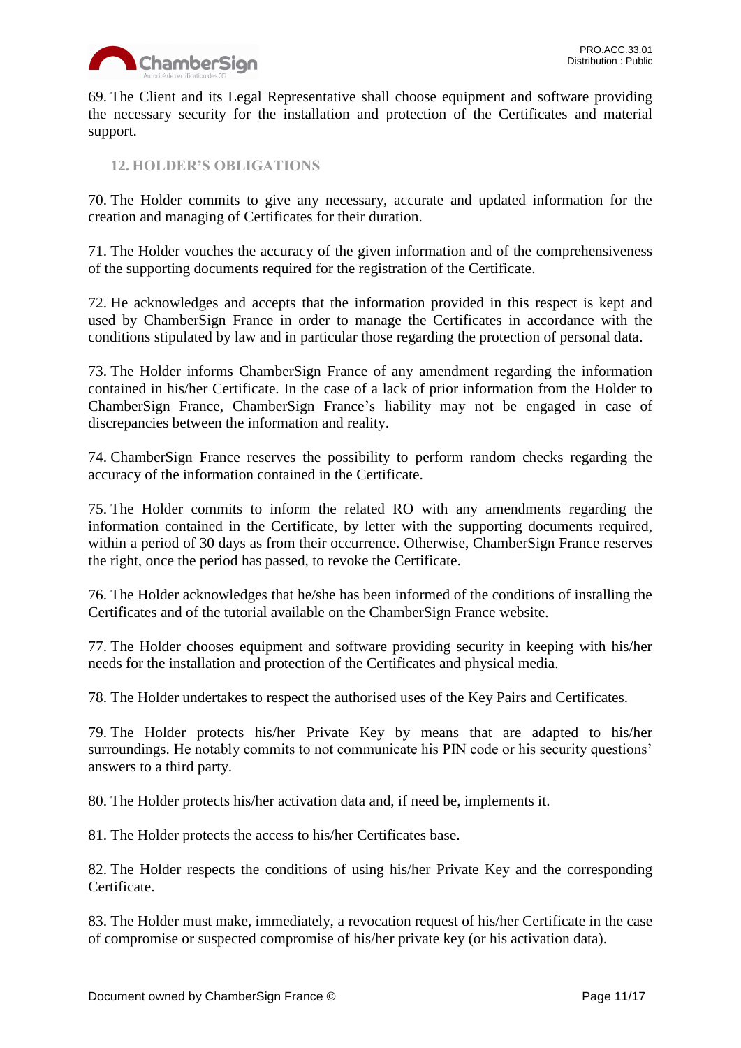69. The Client and its Legal Representative shall choose equipment and software providing the necessary security for the installation and protection of the Certificates and material support.

## 12. HOLDER'S OBLIGATIONS

70. The Holder commits to give any necessary, accurate and updated information for the creation and managing of Certificates for their duration.

71. The Holder vouches the accuracy of the given information and of the comprehensiveness of the supporting documents required for the registration of the Certificate.

72. He acknowledges and accepts that the information provided in this respect is kept and used by ChamberSign France in order to manage the Certificates in accordance with the conditions stipulated by law and in particular those regarding the protection of personal data.

73. The Holder informs ChamberSign France of any amendment regarding the information contained in his/her Certificate. In the case of a lack of prior information from the Holder to ChamberSign France, ChamberSign France's liability may not be engaged in case of discrepancies between the information and reality.

74. ChamberSign France reserves the possibility to perform random checks regarding the accuracy of the information contained in the Certificate.

75. The Holder commits to inform the related RO with any amendments regarding the information contained in the Certificate, by letter with the supporting documents required, within a period of 30 days as from their occurrence. Otherwise, ChamberSign France reserves the right, once the period has passed, to revoke the Certificate.

76. The Holder acknowledges that he/she has been informed of the conditions of installing the Certificates and of the tutorial available on the ChamberSign France website.

77. The Holder chooses equipment and software providing security in keeping with his/her needs for the installation and protection of the Certificates and physical media.

78. The Holder undertakes to respect the authorised uses of the Key Pairs and Certificates.

79. The Holder protects his/her Private Key by means that are adapted to his/her surroundings. He notably commits to not communicate his PIN code or his security questions' answers to a third party.

80. The Holder protects his/her activation data and, if need be, implements it.

81. The Holder protects the access to his/her Certificates base.

82. The Holder respects the conditions of using his/her Private Key and the corresponding Certificate.

83. The Holder must make, immediately, a revocation request of his/her Certificate in the case of compromise or suspected compromise of his/her private key (or his activation data).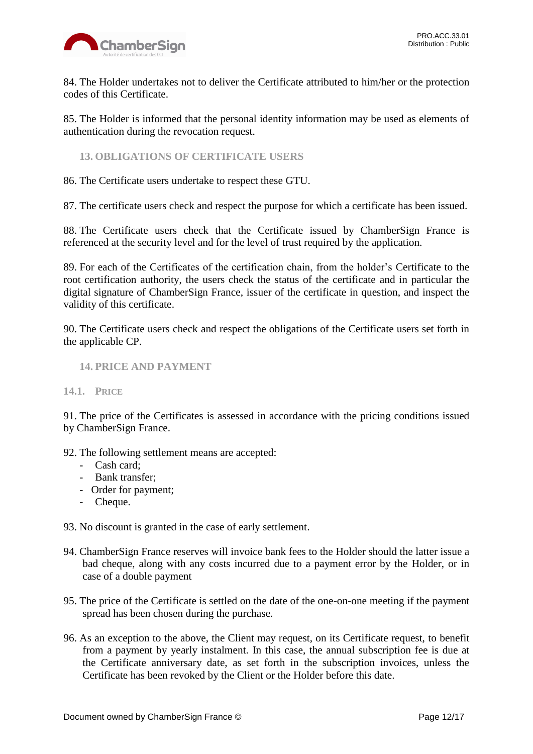84. The Holder undertakes not to deliver the Certificate attributed to him/her or the protection codes of this Certificate.

85. The Holder is informed that the personal identity information may be used as elements of authentication during the revocation request.

## 13. OBLIGATIONS OF CERTIFICATE USERS

86. The Certificate users undertake to respect these GTU.

87. The certificate users check and respect the purpose for which a certificate has been issued.

88. The Certificate users check that the Certificate issued by ChamberSign France is referenced at the security level and for the level of trust required by the application.

89. For each of the Certificates of the certification chain, from the holder's Certificate to the root certification authority, the users check the status of the certificate and in particular the digital signature of ChamberSign France, issuer of the certificate in question, and inspect the validity of this certificate.

90. The Certificate users check and respect the obligations of the Certificate users set forth in the applicable CP.

## 14. PRICE AND PAYMENT

### 14.1. Price

91. The price of the Certificates is assessed in accordance with the pricing conditions issued by ChamberSign France.

92. The following settlement means are accepted:

- Cash card;
- Bank transfer;
- Order for payment;
- Cheque.

93. No discount is granted in the case of early settlement.

94. ChamberSign France reserves will invoice bank fees to the Holder should the latter issue a bad cheque, along with any costs incurred due to a payment error by the Holder, or in case of a double payment

95. The price of the Certificate is settled on the date of the one-on-one meeting if the payment spread has been chosen during the purchase.

96. As an exception to the above, the Client may request, on its Certificate request, to benefit from a payment by yearly instalment. In this case, the annual subscription fee is due at the Certificate anniversary date, as set forth in the subscription invoices, unless the Certificate has been revoked by the Client or the Holder before this date.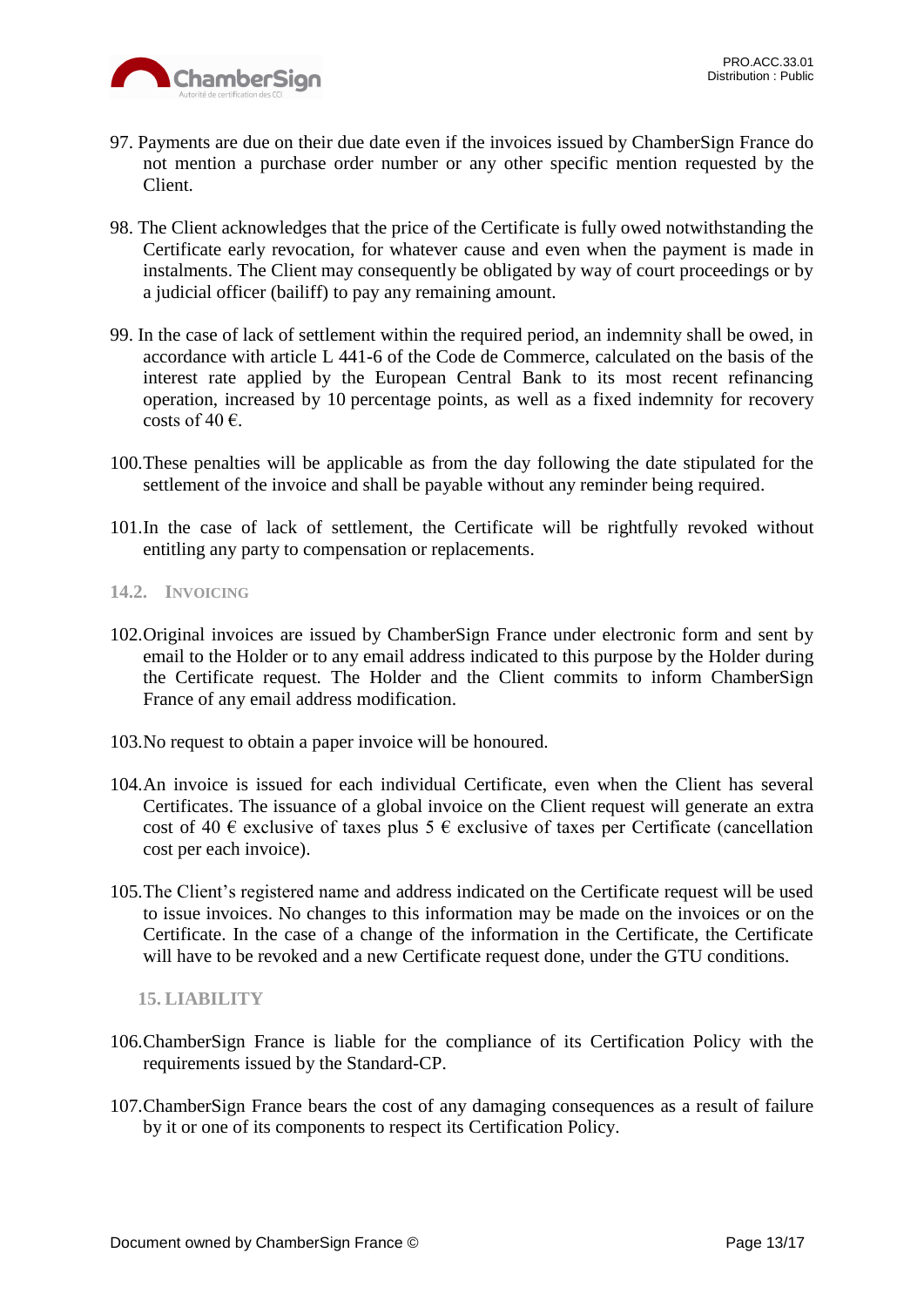97. Payments are due on their due date even if the invoices issued by ChamberSign France do not mention a purchase order number or any other specific mention requested by the Client.

98. The Client acknowledges that the price of the Certificate is fully owed notwithstanding the Certificate early revocation, for whatever cause and even when the payment is made in instalments. The Client may consequently be obligated by way of court proceedings or by a judicial officer (bailiff) to pay any remaining amount.

99. In the case of lack of settlement within the required period, an indemnity shall be owed, in accordance with article L 441-6 of the Code de Commerce, calculated on the basis of the interest rate applied by the European Central Bank to its most recent refinancing operation, increased by 10 percentage points, as well as a fixed indemnity for recovery costs of 40 €.

100. These penalties will be applicable as from the day following the date stipulated for the settlement of the invoice and shall be payable without any reminder being required.

101. In the case of lack of settlement, the Certificate will be rightfully revoked without entitling any party to compensation or replacements.

### 14.2. Invoicing

102. Original invoices are issued by ChamberSign France under electronic form and sent by email to the Holder or to any email address indicated to this purpose by the Holder during the Certificate request. The Holder and the Client commits to inform ChamberSign France of any email address modification.

103. No request to obtain a paper invoice will be honoured.

104. An invoice is issued for each individual Certificate, even when the Client has several Certificates. The issuance of a global invoice on the Client request will generate an extra cost of 40 € exclusive of taxes plus 5 € exclusive of taxes per Certificate (cancellation cost per each invoice).

105. The Client's registered name and address indicated on the Certificate request will be used to issue invoices. No changes to this information may be made on the invoices or on the Certificate. In the case of a change of the information in the Certificate, the Certificate will have to be revoked and a new Certificate request done, under the GTU conditions.

## 15. LIABILITY

106. ChamberSign France is liable for the compliance of its Certification Policy with the requirements issued by the Standard-CP.

107. ChamberSign France bears the cost of any damaging consequences as a result of failure by it or one of its components to respect its Certification Policy.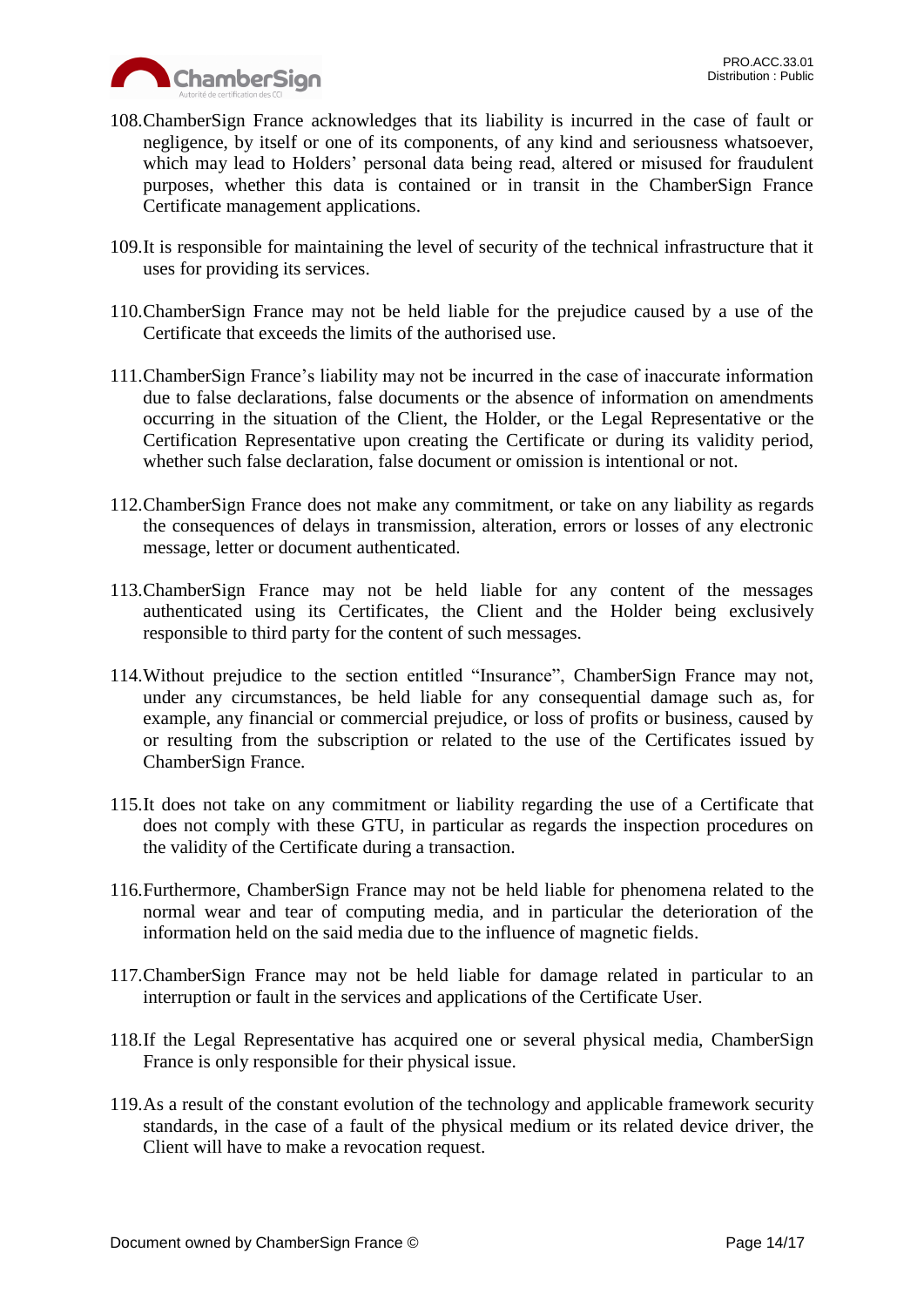108. ChamberSign France acknowledges that its liability is incurred in the case of fault or negligence, by itself or one of its components, of any kind and seriousness whatsoever, which may lead to Holders' personal data being read, altered or misused for fraudulent purposes, whether this data is contained or in transit in the ChamberSign France Certificate management applications.

109. It is responsible for maintaining the level of security of the technical infrastructure that it uses for providing its services.

110. ChamberSign France may not be held liable for the prejudice caused by a use of the Certificate that exceeds the limits of the authorised use.

111. ChamberSign France's liability may not be incurred in the case of inaccurate information due to false declarations, false documents or the absence of information on amendments occurring in the situation of the Client, the Holder, or the Legal Representative or the Certification Representative upon creating the Certificate or during its validity period, whether such false declaration, false document or omission is intentional or not.

112. ChamberSign France does not make any commitment, or take on any liability as regards the consequences of delays in transmission, alteration, errors or losses of any electronic message, letter or document authenticated.

113. ChamberSign France may not be held liable for any content of the messages authenticated using its Certificates, the Client and the Holder being exclusively responsible to third party for the content of such messages.

114. Without prejudice to the section entitled "Insurance", ChamberSign France may not, under any circumstances, be held liable for any consequential damage such as, for example, any financial or commercial prejudice, or loss of profits or business, caused by or resulting from the subscription or related to the use of the Certificates issued by ChamberSign France.

115. It does not take on any commitment or liability regarding the use of a Certificate that does not comply with these GTU, in particular as regards the inspection procedures on the validity of the Certificate during a transaction.

116. Furthermore, ChamberSign France may not be held liable for phenomena related to the normal wear and tear of computing media, and in particular the deterioration of the information held on the said media due to the influence of magnetic fields.

117. ChamberSign France may not be held liable for damage related in particular to an interruption or fault in the services and applications of the Certificate User.

118. If the Legal Representative has acquired one or several physical media, ChamberSign France is only responsible for their physical issue.

119. As a result of the constant evolution of the technology and applicable framework security standards, in the case of a fault of the physical medium or its related device driver, the Client will have to make a revocation request.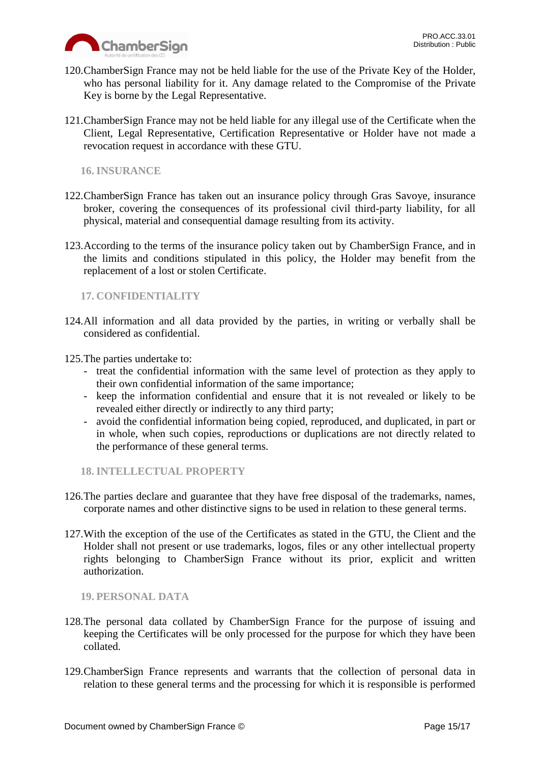120. ChamberSign France may not be held liable for the use of the Private Key of the Holder, who has personal liability for it. Any damage related to the Compromise of the Private Key is borne by the Legal Representative.

121. ChamberSign France may not be held liable for any illegal use of the Certificate when the Client, Legal Representative, Certification Representative or Holder have not made a revocation request in accordance with these GTU.

## 16. INSURANCE

122. ChamberSign France has taken out an insurance policy through Gras Savoye, insurance broker, covering the consequences of its professional civil third-party liability, for all physical, material and consequential damage resulting from its activity.

123. According to the terms of the insurance policy taken out by ChamberSign France, and in the limits and conditions stipulated in this policy, the Holder may benefit from the replacement of a lost or stolen Certificate.

## 17. CONFIDENTIALITY

124. All information and all data provided by the parties, in writing or verbally shall be considered as confidential.

125. The parties undertake to:
   - treat the confidential information with the same level of protection as they apply to their own confidential information of the same importance;
   - keep the information confidential and ensure that it is not revealed or likely to be revealed either directly or indirectly to any third party;
   - avoid the confidential information being copied, reproduced, and duplicated, in part or in whole, when such copies, reproductions or duplications are not directly related to the performance of these general terms.

## 18. INTELLECTUAL PROPERTY

126. The parties declare and guarantee that they have free disposal of the trademarks, names, corporate names and other distinctive signs to be used in relation to these general terms.

127. With the exception of the use of the Certificates as stated in the GTU, the Client and the Holder shall not present or use trademarks, logos, files or any other intellectual property rights belonging to ChamberSign France without its prior, explicit and written authorization.

## 19. PERSONAL DATA

128. The personal data collated by ChamberSign France for the purpose of issuing and keeping the Certificates will be only processed for the purpose for which they have been collated.

129. ChamberSign France represents and warrants that the collection of personal data in relation to these general terms and the processing for which it is responsible is performed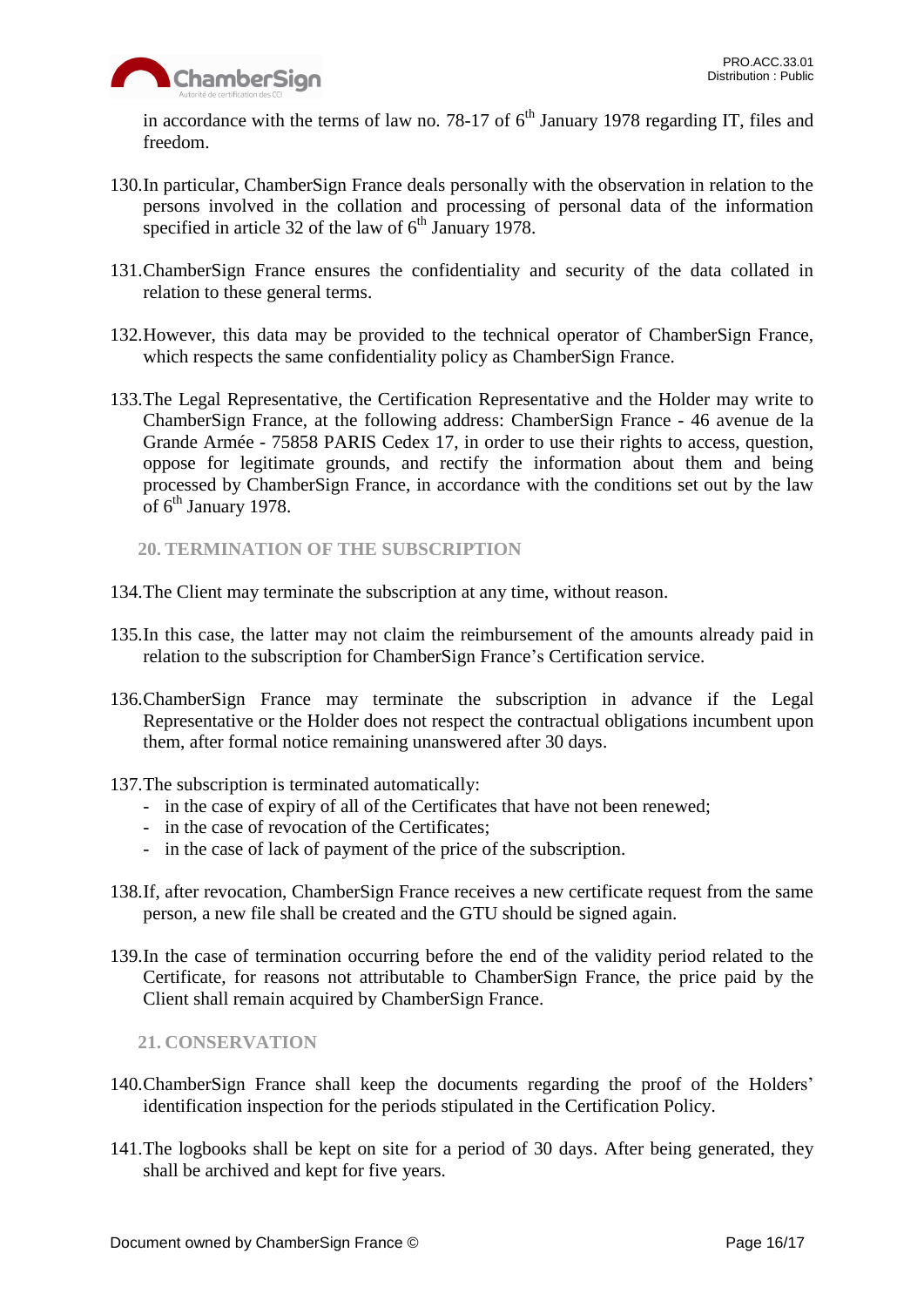in accordance with the terms of law no. 78-17 of 6th January 1978 regarding IT, files and freedom.

130. In particular, ChamberSign France deals personally with the observation in relation to the persons involved in the collation and processing of personal data of the information specified in article 32 of the law of 6th January 1978.

131. ChamberSign France ensures the confidentiality and security of the data collated in relation to these general terms.

132. However, this data may be provided to the technical operator of ChamberSign France, which respects the same confidentiality policy as ChamberSign France.

133. The Legal Representative, the Certification Representative and the Holder may write to ChamberSign France, at the following address: ChamberSign France - 46 avenue de la Grande Armée - 75858 PARIS Cedex 17, in order to use their rights to access, question, oppose for legitimate grounds, and rectify the information about them and being processed by ChamberSign France, in accordance with the conditions set out by the law of 6th January 1978.

## 20. TERMINATION OF THE SUBSCRIPTION

134. The Client may terminate the subscription at any time, without reason.

135. In this case, the latter may not claim the reimbursement of the amounts already paid in relation to the subscription for ChamberSign France's Certification service.

136. ChamberSign France may terminate the subscription in advance if the Legal Representative or the Holder does not respect the contractual obligations incumbent upon them, after formal notice remaining unanswered after 30 days.

137. The subscription is terminated automatically:
- in the case of expiry of all of the Certificates that have not been renewed;
- in the case of revocation of the Certificates;
- in the case of lack of payment of the price of the subscription.

138. If, after revocation, ChamberSign France receives a new certificate request from the same person, a new file shall be created and the GTU should be signed again.

139. In the case of termination occurring before the end of the validity period related to the Certificate, for reasons not attributable to ChamberSign France, the price paid by the Client shall remain acquired by ChamberSign France.

## 21. CONSERVATION

140. ChamberSign France shall keep the documents regarding the proof of the Holders' identification inspection for the periods stipulated in the Certification Policy.

141. The logbooks shall be kept on site for a period of 30 days. After being generated, they shall be archived and kept for five years.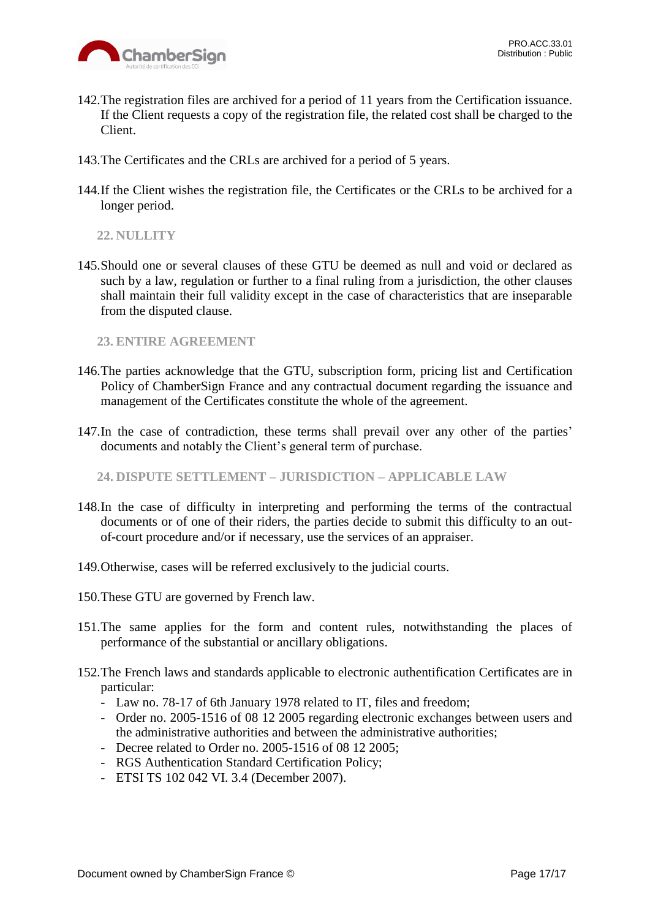142. The registration files are archived for a period of 11 years from the Certification issuance. If the Client requests a copy of the registration file, the related cost shall be charged to the Client.

143. The Certificates and the CRLs are archived for a period of 5 years.

144. If the Client wishes the registration file, the Certificates or the CRLs to be archived for a longer period.

## 22. NULLITY

145. Should one or several clauses of these GTU be deemed as null and void or declared as such by a law, regulation or further to a final ruling from a jurisdiction, the other clauses shall maintain their full validity except in the case of characteristics that are inseparable from the disputed clause.

## 23. ENTIRE AGREEMENT

146. The parties acknowledge that the GTU, subscription form, pricing list and Certification Policy of ChamberSign France and any contractual document regarding the issuance and management of the Certificates constitute the whole of the agreement.

147. In the case of contradiction, these terms shall prevail over any other of the parties' documents and notably the Client's general term of purchase.

## 24. DISPUTE SETTLEMENT – JURISDICTION – APPLICABLE LAW

148. In the case of difficulty in interpreting and performing the terms of the contractual documents or of one of their riders, the parties decide to submit this difficulty to an out-of-court procedure and/or if necessary, use the services of an appraiser.

149. Otherwise, cases will be referred exclusively to the judicial courts.

150. These GTU are governed by French law.

151. The same applies for the form and content rules, notwithstanding the places of performance of the substantial or ancillary obligations.

152. The French laws and standards applicable to electronic authentification Certificates are in particular:
- Law no. 78-17 of 6th January 1978 related to IT, files and freedom;
- Order no. 2005-1516 of 08 12 2005 regarding electronic exchanges between users and the administrative authorities and between the administrative authorities;
- Decree related to Order no. 2005-1516 of 08 12 2005;
- RGS Authentication Standard Certification Policy;
- ETSI TS 102 042 VI. 3.4 (December 2007).